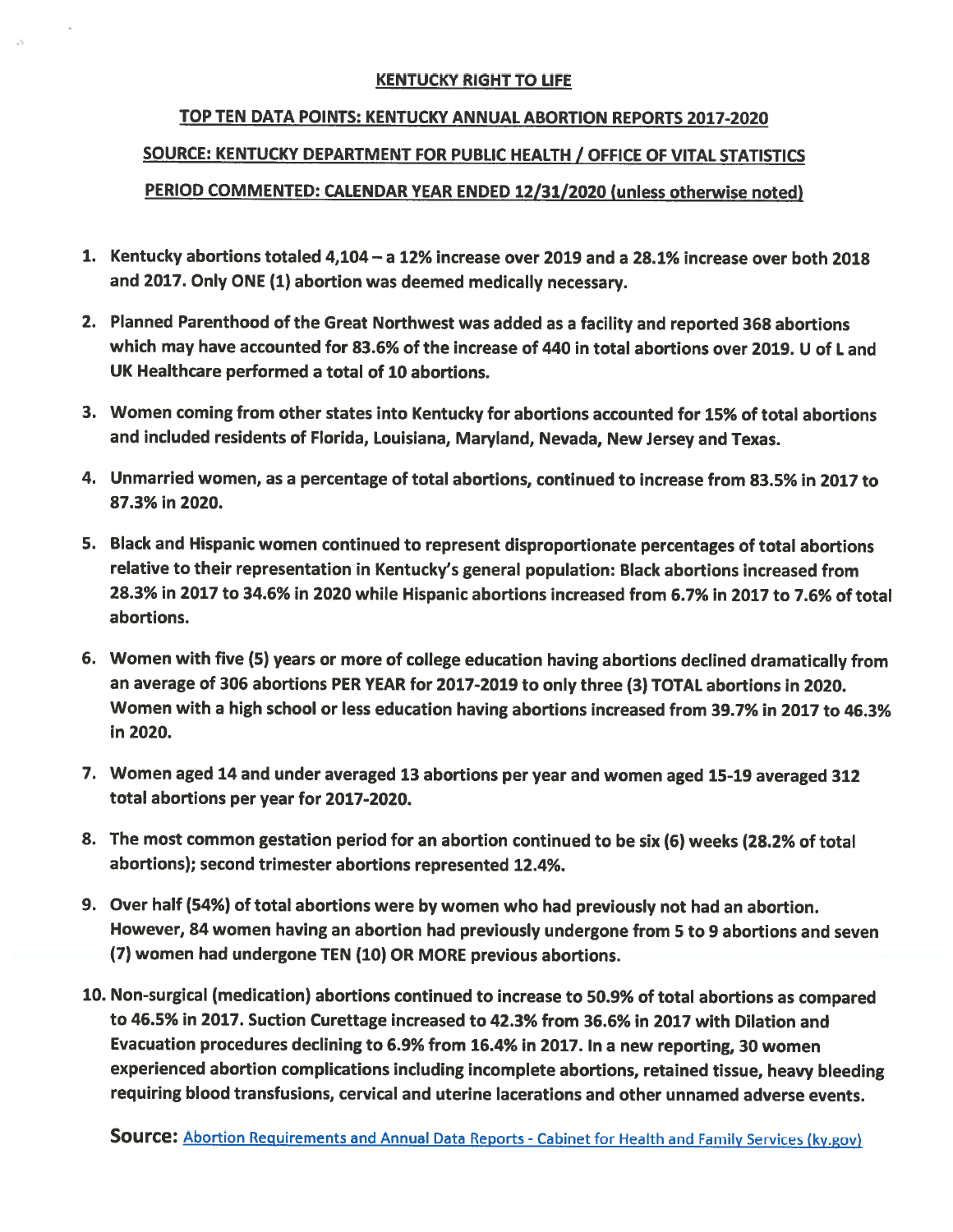# KENTUCKY RIGHT TO LIFE

## TOP TEN DATA POINTS: KENTUCKY ANNUAL ABORTION REPORTS 2017-2020

## SOURCE: KENTUCKY DEPARTMENT FOR PUBLIC HEALTH / OFFICE OF VITAL STATISTICS

## PERIOD COMMENTED: CALENDAR YEAR ENDED 12/31/2020 (unless otherwise noted)

1. **Kentucky abortions totaled 4,104 – a 12% increase over 2019 and a 28.1% increase over both 2018 and 2017. Only ONE (1) abortion was deemed medically necessary.**
2. **Planned Parenthood of the Great Northwest was added as a facility and reported 368 abortions which may have accounted for 83.6% of the increase of 440 in total abortions over 2019. U of L and UK Healthcare performed a total of 10 abortions.**
3. **Women coming from other states into Kentucky for abortions accounted for 15% of total abortions and included residents of Florida, Louisiana, Maryland, Nevada, New Jersey and Texas.**
4. **Unmarried women, as a percentage of total abortions, continued to increase from 83.5% in 2017 to 87.3% in 2020.**
5. **Black and Hispanic women continued to represent disproportionate percentages of total abortions relative to their representation in Kentucky's general population: Black abortions increased from 28.3% in 2017 to 34.6% in 2020 while Hispanic abortions increased from 6.7% in 2017 to 7.6% of total abortions.**
6. **Women with five (5) years or more of college education having abortions declined dramatically from an average of 306 abortions PER YEAR for 2017-2019 to only three (3) TOTAL abortions in 2020. Women with a high school or less education having abortions increased from 39.7% in 2017 to 46.3% in 2020.**
7. **Women aged 14 and under averaged 13 abortions per year and women aged 15-19 averaged 312 total abortions per year for 2017-2020.**
8. **The most common gestation period for an abortion continued to be six (6) weeks (28.2% of total abortions); second trimester abortions represented 12.4%.**
9. **Over half (54%) of total abortions were by women who had previously not had an abortion. However, 84 women having an abortion had previously undergone from 5 to 9 abortions and seven (7) women had undergone TEN (10) OR MORE previous abortions.**
10. **Non-surgical (medication) abortions continued to increase to 50.9% of total abortions as compared to 46.5% in 2017. Suction Curettage increased to 42.3% from 36.6% in 2017 with Dilation and Evacuation procedures declining to 6.9% from 16.4% in 2017. In a new reporting, 30 women experienced abortion complications including incomplete abortions, retained tissue, heavy bleeding requiring blood transfusions, cervical and uterine lacerations and other unnamed adverse events.**

**Source:** Abortion Requirements and Annual Data Reports - Cabinet for Health and Family Services (ky.gov)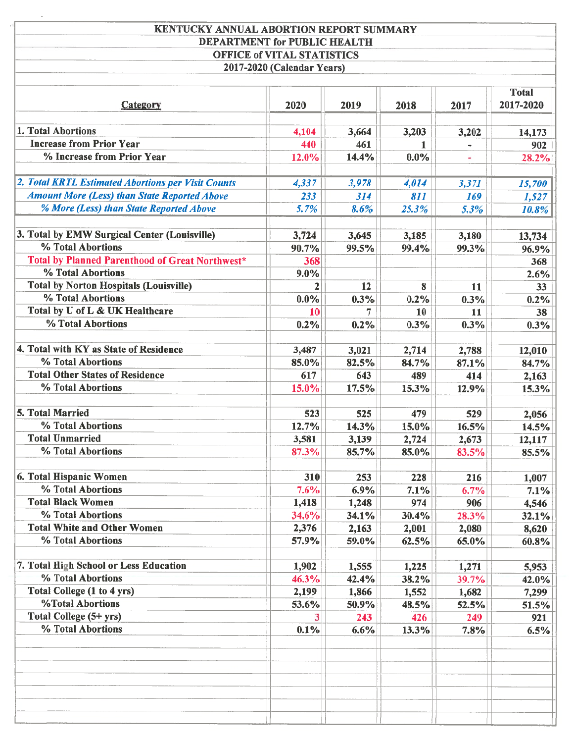# KENTUCKY ANNUAL ABORTION REPORT SUMMARY
## DEPARTMENT for PUBLIC HEALTH
## OFFICE of VITAL STATISTICS
## 2017-2020 (Calendar Years)

| Category | 2020 | 2019 | 2018 | 2017 | Total 2017-2020 |
|---|---|---|---|---|---|
| **1. Total Abortions** | 4,104 | 3,664 | 3,203 | 3,202 | 14,173 |
| Increase from Prior Year | 440 | 461 | 1 | - | 902 |
| % Increase from Prior Year | 12.0% | 14.4% | 0.0% | - | 28.2% |
| *2. Total KRTL Estimated Abortions per Visit Counts* | *4,337* | *3,978* | *4,014* | *3,371* | *15,700* |
| *Amount More (Less) than State Reported Above* | *233* | *314* | *811* | *169* | *1,527* |
| *% More (Less) than State Reported Above* | *5.7%* | *8.6%* | *25.3%* | *5.3%* | *10.8%* |
| **3. Total by EMW Surgical Center (Louisville)** | 3,724 | 3,645 | 3,185 | 3,180 | 13,734 |
| % Total Abortions | 90.7% | 99.5% | 99.4% | 99.3% | 96.9% |
| Total by Planned Parenthood of Great Northwest* | 368 | | | | 368 |
| % Total Abortions | 9.0% | | | | 2.6% |
| Total by Norton Hospitals (Louisville) | 2 | 12 | 8 | 11 | 33 |
| % Total Abortions | 0.0% | 0.3% | 0.2% | 0.3% | 0.2% |
| Total by U of L & UK Healthcare | 10 | 7 | 10 | 11 | 38 |
| % Total Abortions | 0.2% | 0.2% | 0.3% | 0.3% | 0.3% |
| **4. Total with KY as State of Residence** | 3,487 | 3,021 | 2,714 | 2,788 | 12,010 |
| % Total Abortions | 85.0% | 82.5% | 84.7% | 87.1% | 84.7% |
| Total Other States of Residence | 617 | 643 | 489 | 414 | 2,163 |
| % Total Abortions | 15.0% | 17.5% | 15.3% | 12.9% | 15.3% |
| **5. Total Married** | 523 | 525 | 479 | 529 | 2,056 |
| % Total Abortions | 12.7% | 14.3% | 15.0% | 16.5% | 14.5% |
| Total Unmarried | 3,581 | 3,139 | 2,724 | 2,673 | 12,117 |
| % Total Abortions | 87.3% | 85.7% | 85.0% | 83.5% | 85.5% |
| **6. Total Hispanic Women** | 310 | 253 | 228 | 216 | 1,007 |
| % Total Abortions | 7.6% | 6.9% | 7.1% | 6.7% | 7.1% |
| Total Black Women | 1,418 | 1,248 | 974 | 906 | 4,546 |
| % Total Abortions | 34.6% | 34.1% | 30.4% | 28.3% | 32.1% |
| Total White and Other Women | 2,376 | 2,163 | 2,001 | 2,080 | 8,620 |
| % Total Abortions | 57.9% | 59.0% | 62.5% | 65.0% | 60.8% |
| **7. Total High School or Less Education** | 1,902 | 1,555 | 1,225 | 1,271 | 5,953 |
| % Total Abortions | 46.3% | 42.4% | 38.2% | 39.7% | 42.0% |
| Total College (1 to 4 yrs) | 2,199 | 1,866 | 1,552 | 1,682 | 7,299 |
| %Total Abortions | 53.6% | 50.9% | 48.5% | 52.5% | 51.5% |
| Total College (5+ yrs) | 3 | 243 | 426 | 249 | 921 |
| % Total Abortions | 0.1% | 6.6% | 13.3% | 7.8% | 6.5% |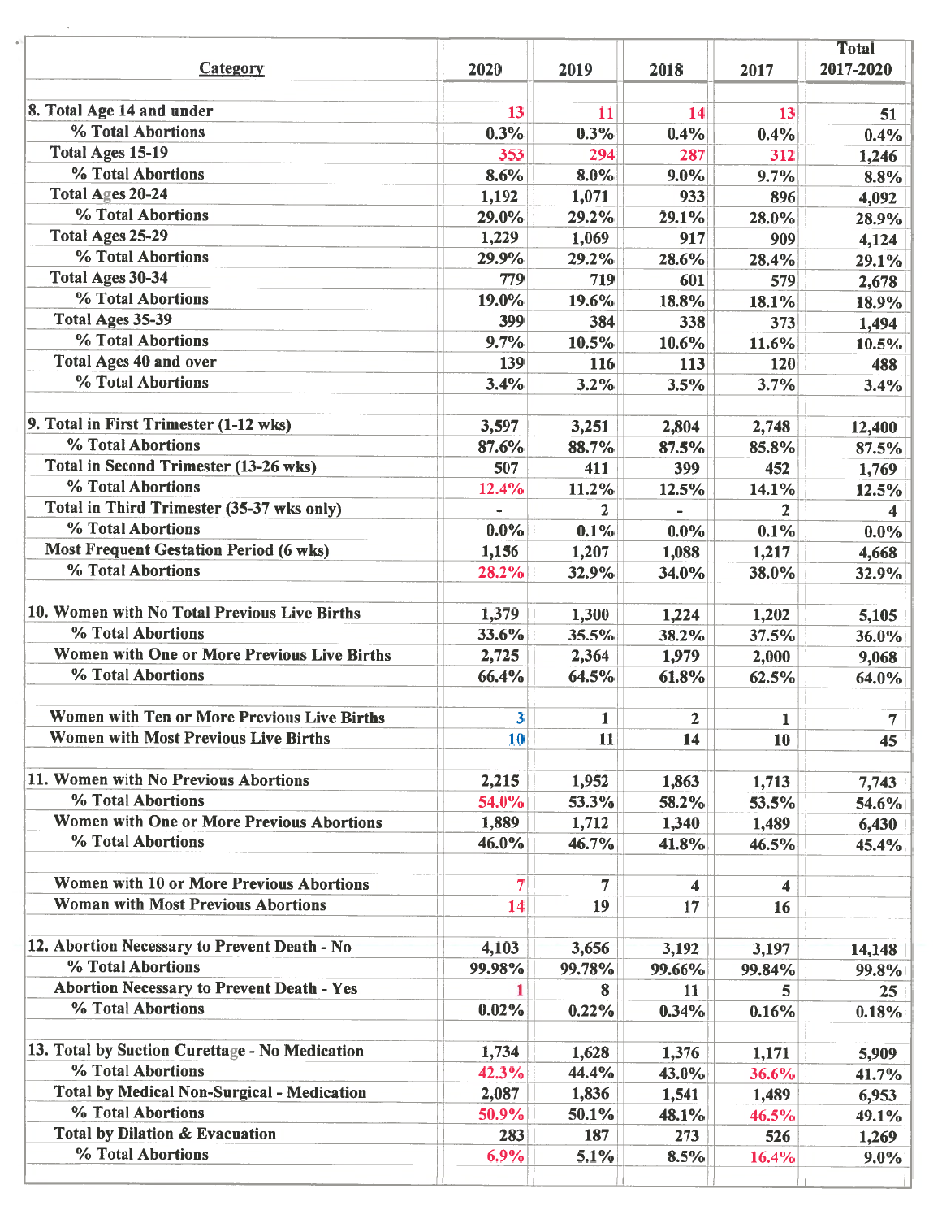| Category | 2020 | 2019 | 2018 | 2017 | Total 2017-2020 |
|---|---|---|---|---|---|
| 8. Total Age 14 and under | 13 | 11 | 14 | 13 | 51 |
| % Total Abortions | 0.3% | 0.3% | 0.4% | 0.4% | 0.4% |
| Total Ages 15-19 | 353 | 294 | 287 | 312 | 1,246 |
| % Total Abortions | 8.6% | 8.0% | 9.0% | 9.7% | 8.8% |
| Total Ages 20-24 | 1,192 | 1,071 | 933 | 896 | 4,092 |
| % Total Abortions | 29.0% | 29.2% | 29.1% | 28.0% | 28.9% |
| Total Ages 25-29 | 1,229 | 1,069 | 917 | 909 | 4,124 |
| % Total Abortions | 29.9% | 29.2% | 28.6% | 28.4% | 29.1% |
| Total Ages 30-34 | 779 | 719 | 601 | 579 | 2,678 |
| % Total Abortions | 19.0% | 19.6% | 18.8% | 18.1% | 18.9% |
| Total Ages 35-39 | 399 | 384 | 338 | 373 | 1,494 |
| % Total Abortions | 9.7% | 10.5% | 10.6% | 11.6% | 10.5% |
| Total Ages 40 and over | 139 | 116 | 113 | 120 | 488 |
| % Total Abortions | 3.4% | 3.2% | 3.5% | 3.7% | 3.4% |
| | | | | | |
| 9. Total in First Trimester (1-12 wks) | 3,597 | 3,251 | 2,804 | 2,748 | 12,400 |
| % Total Abortions | 87.6% | 88.7% | 87.5% | 85.8% | 87.5% |
| Total in Second Trimester (13-26 wks) | 507 | 411 | 399 | 452 | 1,769 |
| % Total Abortions | 12.4% | 11.2% | 12.5% | 14.1% | 12.5% |
| Total in Third Trimester (35-37 wks only) | - | 2 | - | 2 | 4 |
| % Total Abortions | 0.0% | 0.1% | 0.0% | 0.1% | 0.0% |
| Most Frequent Gestation Period (6 wks) | 1,156 | 1,207 | 1,088 | 1,217 | 4,668 |
| % Total Abortions | 28.2% | 32.9% | 34.0% | 38.0% | 32.9% |
| | | | | | |
| 10. Women with No Total Previous Live Births | 1,379 | 1,300 | 1,224 | 1,202 | 5,105 |
| % Total Abortions | 33.6% | 35.5% | 38.2% | 37.5% | 36.0% |
| Women with One or More Previous Live Births | 2,725 | 2,364 | 1,979 | 2,000 | 9,068 |
| % Total Abortions | 66.4% | 64.5% | 61.8% | 62.5% | 64.0% |
| | | | | | |
| Women with Ten or More Previous Live Births | 3 | 1 | 2 | 1 | 7 |
| Women with Most Previous Live Births | 10 | 11 | 14 | 10 | 45 |
| | | | | | |
| 11. Women with No Previous Abortions | 2,215 | 1,952 | 1,863 | 1,713 | 7,743 |
| % Total Abortions | 54.0% | 53.3% | 58.2% | 53.5% | 54.6% |
| Women with One or More Previous Abortions | 1,889 | 1,712 | 1,340 | 1,489 | 6,430 |
| % Total Abortions | 46.0% | 46.7% | 41.8% | 46.5% | 45.4% |
| | | | | | |
| Women with 10 or More Previous Abortions | 7 | 7 | 4 | 4 | |
| Woman with Most Previous Abortions | 14 | 19 | 17 | 16 | |
| | | | | | |
| 12. Abortion Necessary to Prevent Death - No | 4,103 | 3,656 | 3,192 | 3,197 | 14,148 |
| % Total Abortions | 99.98% | 99.78% | 99.66% | 99.84% | 99.8% |
| Abortion Necessary to Prevent Death - Yes | 1 | 8 | 11 | 5 | 25 |
| % Total Abortions | 0.02% | 0.22% | 0.34% | 0.16% | 0.18% |
| | | | | | |
| 13. Total by Suction Curettage - No Medication | 1,734 | 1,628 | 1,376 | 1,171 | 5,909 |
| % Total Abortions | 42.3% | 44.4% | 43.0% | 36.6% | 41.7% |
| Total by Medical Non-Surgical - Medication | 2,087 | 1,836 | 1,541 | 1,489 | 6,953 |
| % Total Abortions | 50.9% | 50.1% | 48.1% | 46.5% | 49.1% |
| Total by Dilation & Evacuation | 283 | 187 | 273 | 526 | 1,269 |
| % Total Abortions | 6.9% | 5.1% | 8.5% | 16.4% | 9.0% |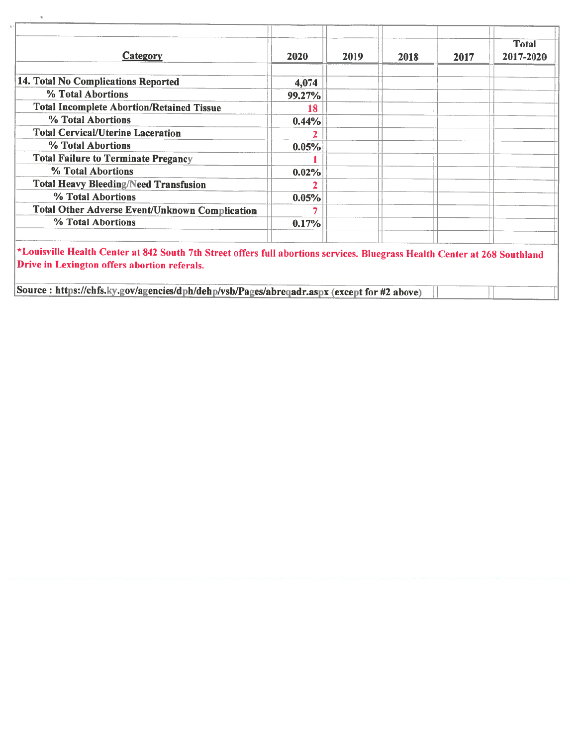| Category | 2020 | 2019 | 2018 | 2017 | Total 2017-2020 |
|---|---|---|---|---|---|
| 14. Total No Complications Reported | 4,074 | | | | |
| % Total Abortions | 99.27% | | | | |
| Total Incomplete Abortion/Retained Tissue | 18 | | | | |
| % Total Abortions | 0.44% | | | | |
| Total Cervical/Uterine Laceration | 2 | | | | |
| % Total Abortions | 0.05% | | | | |
| Total Failure to Terminate Pregancy | 1 | | | | |
| % Total Abortions | 0.02% | | | | |
| Total Heavy Bleeding/Need Transfusion | 2 | | | | |
| % Total Abortions | 0.05% | | | | |
| Total Other Adverse Event/Unknown Complication | 7 | | | | |
| % Total Abortions | 0.17% | | | | |

*Louisville Health Center at 842 South 7th Street offers full abortions services. Bluegrass Health Center at 268 Southland Drive in Lexington offers abortion referals.

Source : https://chfs.ky.gov/agencies/dph/dehp/vsb/Pages/abreqadr.aspx (except for #2 above)